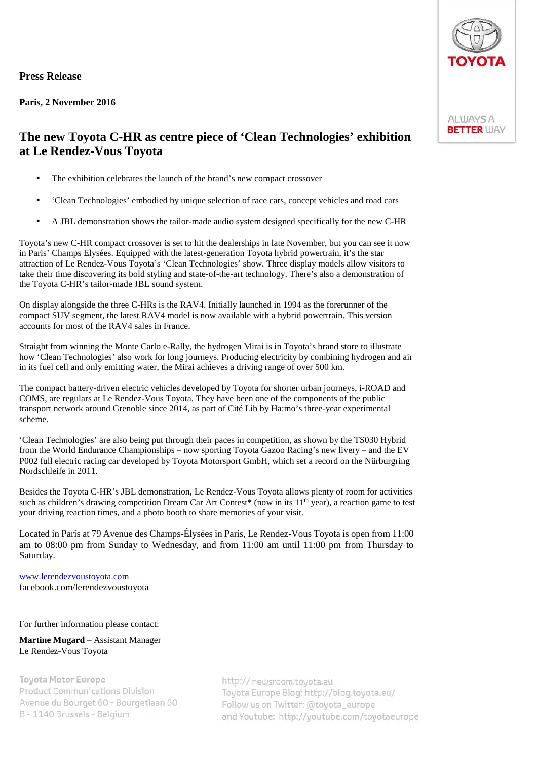**Press Release**

**Paris, 2 November 2016**

# The new Toyota C-HR as centre piece of ‘Clean Technologies’ exhibition at Le Rendez-Vous Toyota

- The exhibition celebrates the launch of the brand’s new compact crossover
- ‘Clean Technologies’ embodied by unique selection of race cars, concept vehicles and road cars
- A JBL demonstration shows the tailor-made audio system designed specifically for the new C-HR

Toyota’s new C-HR compact crossover is set to hit the dealerships in late November, but you can see it now in Paris’ Champs Elysées. Equipped with the latest-generation Toyota hybrid powertrain, it’s the star attraction of Le Rendez-Vous Toyota’s ‘Clean Technologies’ show. Three display models allow visitors to take their time discovering its bold styling and state-of-the-art technology. There’s also a demonstration of the Toyota C-HR’s tailor-made JBL sound system.

On display alongside the three C-HRs is the RAV4. Initially launched in 1994 as the forerunner of the compact SUV segment, the latest RAV4 model is now available with a hybrid powertrain. This version accounts for most of the RAV4 sales in France.

Straight from winning the Monte Carlo e-Rally, the hydrogen Mirai is in Toyota’s brand store to illustrate how ‘Clean Technologies’ also work for long journeys. Producing electricity by combining hydrogen and air in its fuel cell and only emitting water, the Mirai achieves a driving range of over 500 km.

The compact battery-driven electric vehicles developed by Toyota for shorter urban journeys, i-ROAD and COMS, are regulars at Le Rendez-Vous Toyota. They have been one of the components of the public transport network around Grenoble since 2014, as part of Cité Lib by Ha:mo’s three-year experimental scheme.

‘Clean Technologies’ are also being put through their paces in competition, as shown by the TS030 Hybrid from the World Endurance Championships – now sporting Toyota Gazoo Racing’s new livery – and the EV P002 full electric racing car developed by Toyota Motorsport GmbH, which set a record on the Nürburgring Nordschleife in 2011.

Besides the Toyota C-HR’s JBL demonstration, Le Rendez-Vous Toyota allows plenty of room for activities such as children’s drawing competition Dream Car Art Contest* (now in its 11th year), a reaction game to test your driving reaction times, and a photo booth to share memories of your visit.

Located in Paris at 79 Avenue des Champs-Élysées in Paris, Le Rendez-Vous Toyota is open from 11:00 am to 08:00 pm from Sunday to Wednesday, and from 11:00 am until 11:00 pm from Thursday to Saturday.

www.lerendezvoustoyota.com
facebook.com/lerendezvoustoyota

For further information please contact:

**Martine Mugard** – Assistant Manager
Le Rendez-Vous Toyota

Toyota Motor Europe
Product Communications Division
Avenue du Bourget 60 - Bourgetlaan 60
B - 1140 Brussels - Belgium

http:// newsroom.toyota.eu
Toyota Europe Blog: http://blog.toyota.eu/
Follow us on Twitter: @toyota_europe
and Youtube: http://youtube.com/toyotaeurope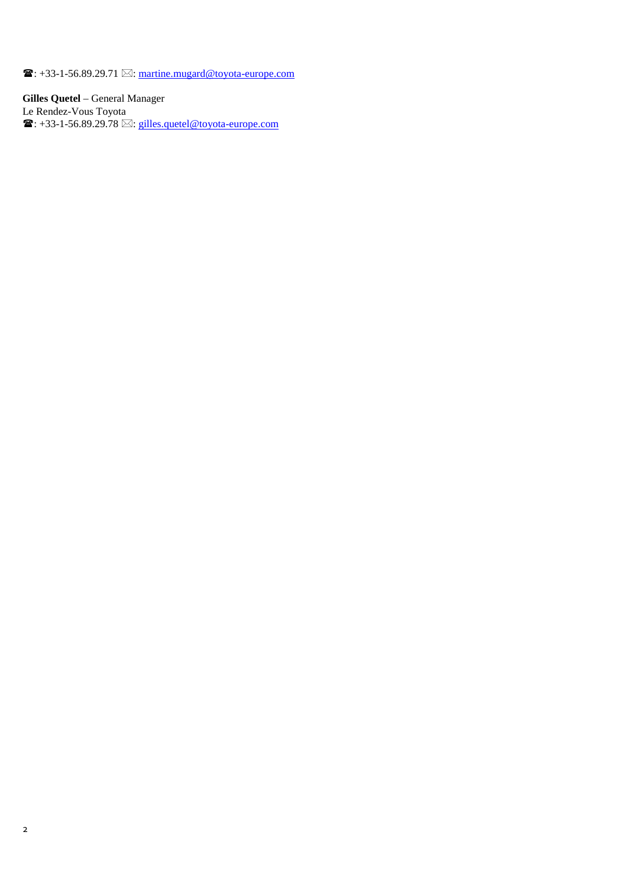☎: +33-1-56.89.29.71 ✉: martine.mugard@toyota-europe.com

**Gilles Quetel** – General Manager
Le Rendez-Vous Toyota
☎: +33-1-56.89.29.78 ✉: gilles.quetel@toyota-europe.com